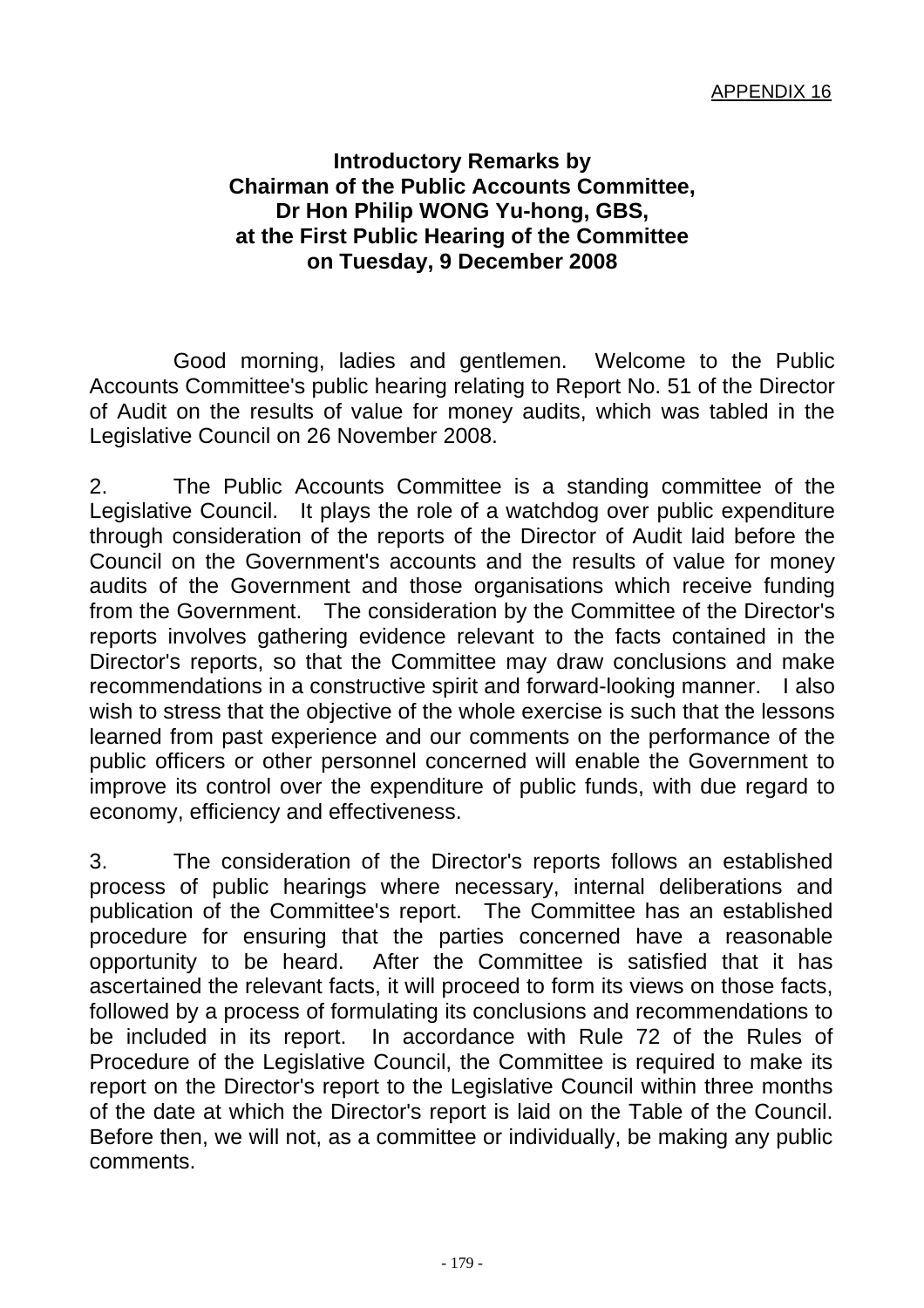APPENDIX 16

**Introductory Remarks by**
**Chairman of the Public Accounts Committee,**
**Dr Hon Philip WONG Yu-hong, GBS,**
**at the First Public Hearing of the Committee**
**on Tuesday, 9 December 2008**

Good morning, ladies and gentlemen. Welcome to the Public Accounts Committee's public hearing relating to Report No. 51 of the Director of Audit on the results of value for money audits, which was tabled in the Legislative Council on 26 November 2008.

2. The Public Accounts Committee is a standing committee of the Legislative Council. It plays the role of a watchdog over public expenditure through consideration of the reports of the Director of Audit laid before the Council on the Government's accounts and the results of value for money audits of the Government and those organisations which receive funding from the Government. The consideration by the Committee of the Director's reports involves gathering evidence relevant to the facts contained in the Director's reports, so that the Committee may draw conclusions and make recommendations in a constructive spirit and forward-looking manner. I also wish to stress that the objective of the whole exercise is such that the lessons learned from past experience and our comments on the performance of the public officers or other personnel concerned will enable the Government to improve its control over the expenditure of public funds, with due regard to economy, efficiency and effectiveness.

3. The consideration of the Director's reports follows an established process of public hearings where necessary, internal deliberations and publication of the Committee's report. The Committee has an established procedure for ensuring that the parties concerned have a reasonable opportunity to be heard. After the Committee is satisfied that it has ascertained the relevant facts, it will proceed to form its views on those facts, followed by a process of formulating its conclusions and recommendations to be included in its report. In accordance with Rule 72 of the Rules of Procedure of the Legislative Council, the Committee is required to make its report on the Director's report to the Legislative Council within three months of the date at which the Director's report is laid on the Table of the Council. Before then, we will not, as a committee or individually, be making any public comments.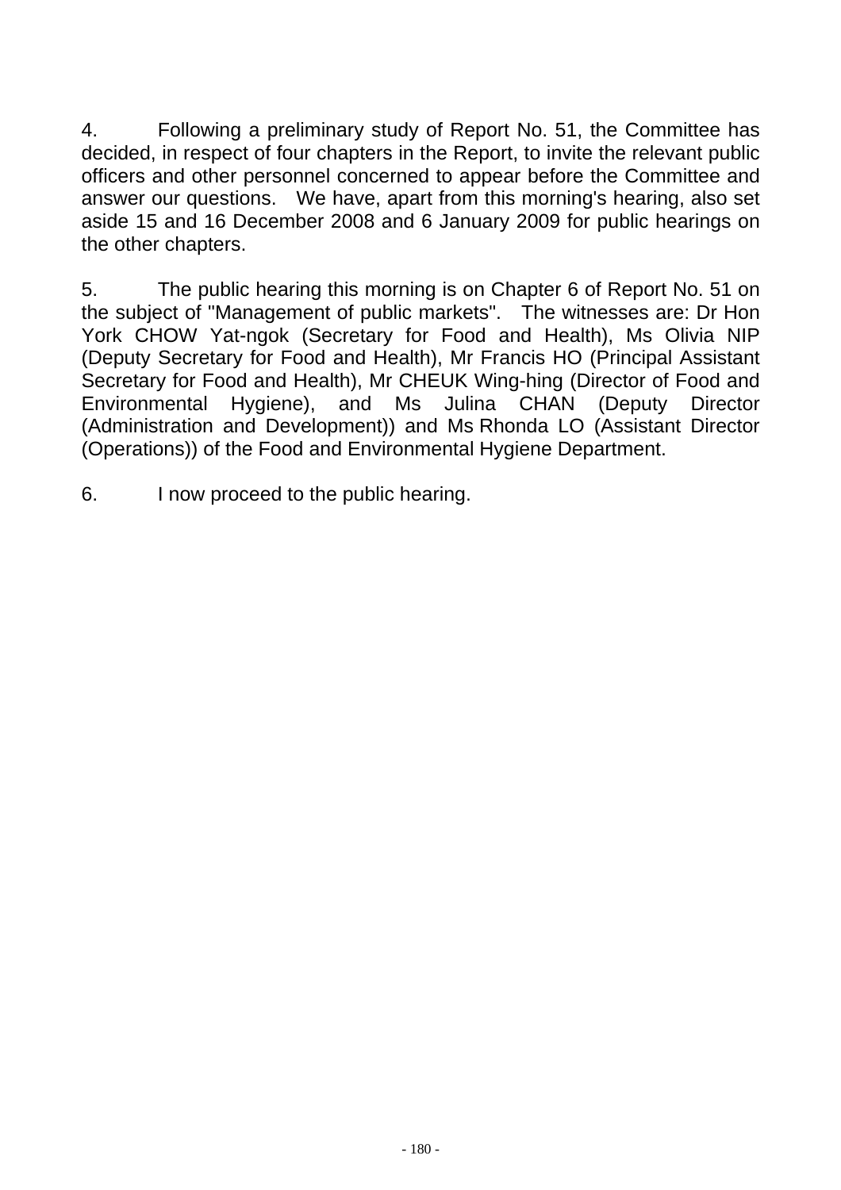4. Following a preliminary study of Report No. 51, the Committee has decided, in respect of four chapters in the Report, to invite the relevant public officers and other personnel concerned to appear before the Committee and answer our questions. We have, apart from this morning's hearing, also set aside 15 and 16 December 2008 and 6 January 2009 for public hearings on the other chapters.

5. The public hearing this morning is on Chapter 6 of Report No. 51 on the subject of "Management of public markets". The witnesses are: Dr Hon York CHOW Yat-ngok (Secretary for Food and Health), Ms Olivia NIP (Deputy Secretary for Food and Health), Mr Francis HO (Principal Assistant Secretary for Food and Health), Mr CHEUK Wing-hing (Director of Food and Environmental Hygiene), and Ms Julina CHAN (Deputy Director (Administration and Development)) and Ms Rhonda LO (Assistant Director (Operations)) of the Food and Environmental Hygiene Department.

6. I now proceed to the public hearing.